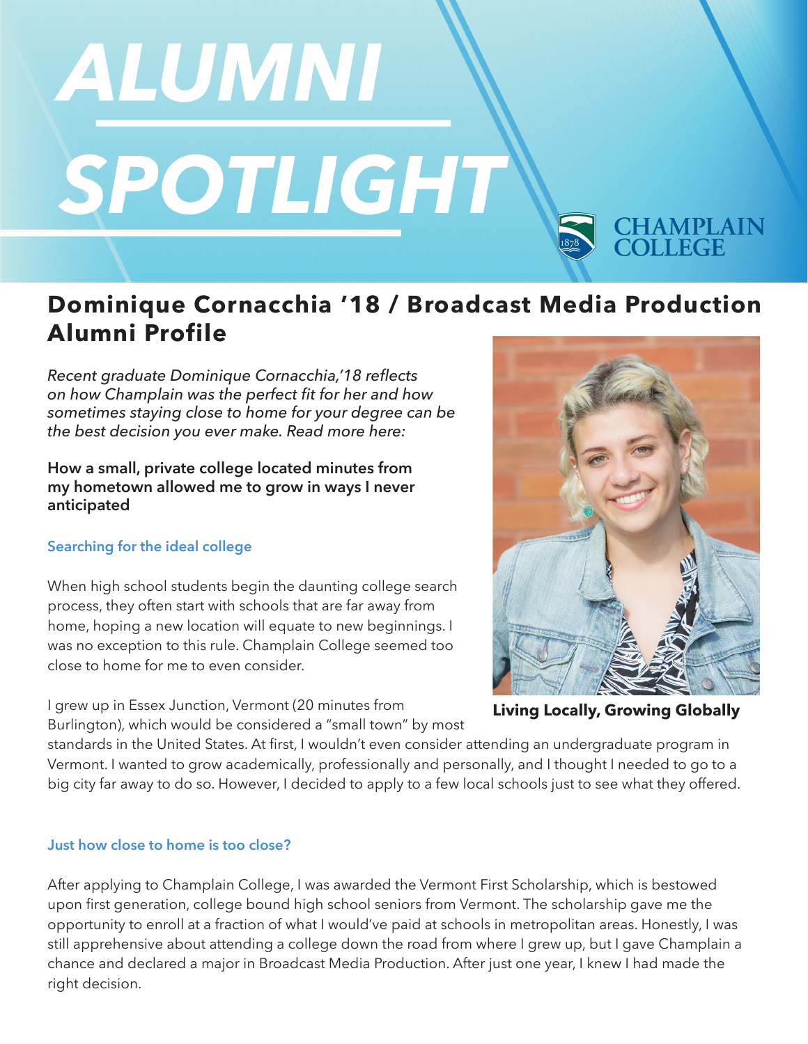# ALUMNI SPOTLIGHT

CHAMPLAIN COLLEGE

## Dominique Cornacchia '18 / Broadcast Media Production Alumni Profile

*Recent graduate Dominique Cornacchia,'18 reflects on how Champlain was the perfect fit for her and how sometimes staying close to home for your degree can be the best decision you ever make. Read more here:*

**How a small, private college located minutes from my hometown allowed me to grow in ways I never anticipated**

**Living Locally, Growing Globally**

### Searching for the ideal college

When high school students begin the daunting college search process, they often start with schools that are far away from home, hoping a new location will equate to new beginnings. I was no exception to this rule. Champlain College seemed too close to home for me to even consider.

I grew up in Essex Junction, Vermont (20 minutes from Burlington), which would be considered a "small town" by most standards in the United States. At first, I wouldn't even consider attending an undergraduate program in Vermont. I wanted to grow academically, professionally and personally, and I thought I needed to go to a big city far away to do so. However, I decided to apply to a few local schools just to see what they offered.

### Just how close to home is too close?

After applying to Champlain College, I was awarded the Vermont First Scholarship, which is bestowed upon first generation, college bound high school seniors from Vermont. The scholarship gave me the opportunity to enroll at a fraction of what I would've paid at schools in metropolitan areas. Honestly, I was still apprehensive about attending a college down the road from where I grew up, but I gave Champlain a chance and declared a major in Broadcast Media Production. After just one year, I knew I had made the right decision.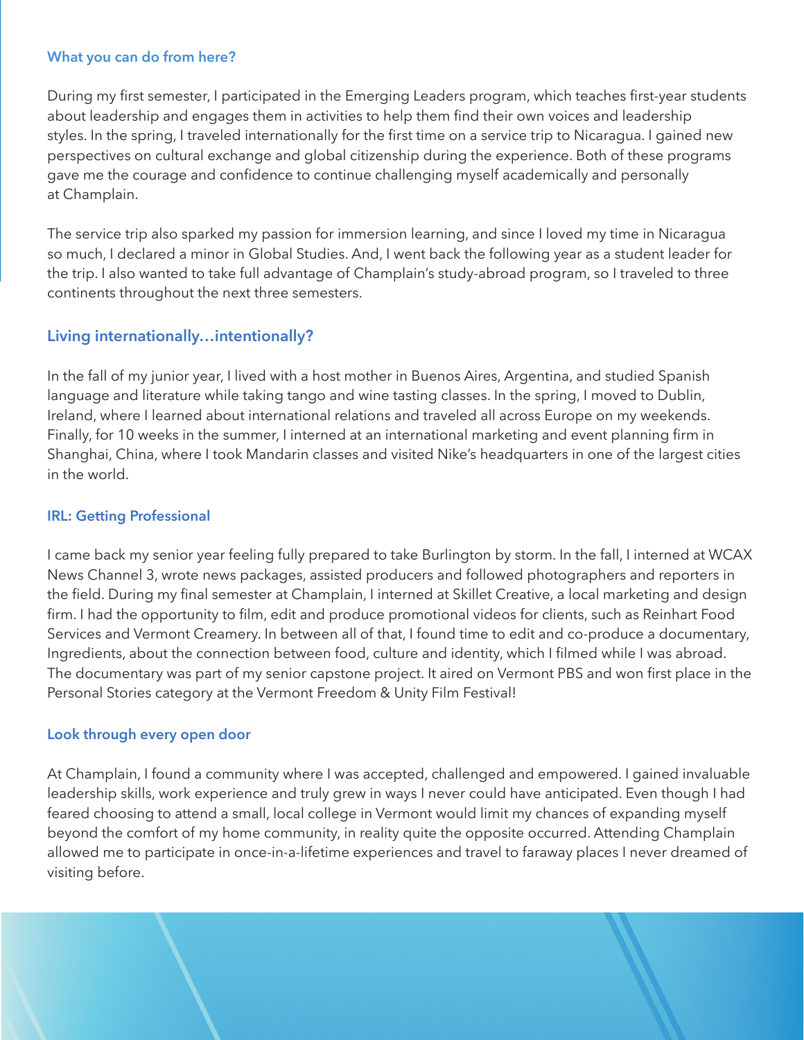### What you can do from here?

During my first semester, I participated in the Emerging Leaders program, which teaches first-year students about leadership and engages them in activities to help them find their own voices and leadership styles. In the spring, I traveled internationally for the first time on a service trip to Nicaragua. I gained new perspectives on cultural exchange and global citizenship during the experience. Both of these programs gave me the courage and confidence to continue challenging myself academically and personally at Champlain.

The service trip also sparked my passion for immersion learning, and since I loved my time in Nicaragua so much, I declared a minor in Global Studies. And, I went back the following year as a student leader for the trip. I also wanted to take full advantage of Champlain's study-abroad program, so I traveled to three continents throughout the next three semesters.

### Living internationally…intentionally?

In the fall of my junior year, I lived with a host mother in Buenos Aires, Argentina, and studied Spanish language and literature while taking tango and wine tasting classes. In the spring, I moved to Dublin, Ireland, where I learned about international relations and traveled all across Europe on my weekends. Finally, for 10 weeks in the summer, I interned at an international marketing and event planning firm in Shanghai, China, where I took Mandarin classes and visited Nike's headquarters in one of the largest cities in the world.

### IRL: Getting Professional

I came back my senior year feeling fully prepared to take Burlington by storm. In the fall, I interned at WCAX News Channel 3, wrote news packages, assisted producers and followed photographers and reporters in the field. During my final semester at Champlain, I interned at Skillet Creative, a local marketing and design firm. I had the opportunity to film, edit and produce promotional videos for clients, such as Reinhart Food Services and Vermont Creamery. In between all of that, I found time to edit and co-produce a documentary, Ingredients, about the connection between food, culture and identity, which I filmed while I was abroad. The documentary was part of my senior capstone project. It aired on Vermont PBS and won first place in the Personal Stories category at the Vermont Freedom & Unity Film Festival!

### Look through every open door

At Champlain, I found a community where I was accepted, challenged and empowered. I gained invaluable leadership skills, work experience and truly grew in ways I never could have anticipated. Even though I had feared choosing to attend a small, local college in Vermont would limit my chances of expanding myself beyond the comfort of my home community, in reality quite the opposite occurred. Attending Champlain allowed me to participate in once-in-a-lifetime experiences and travel to faraway places I never dreamed of visiting before.